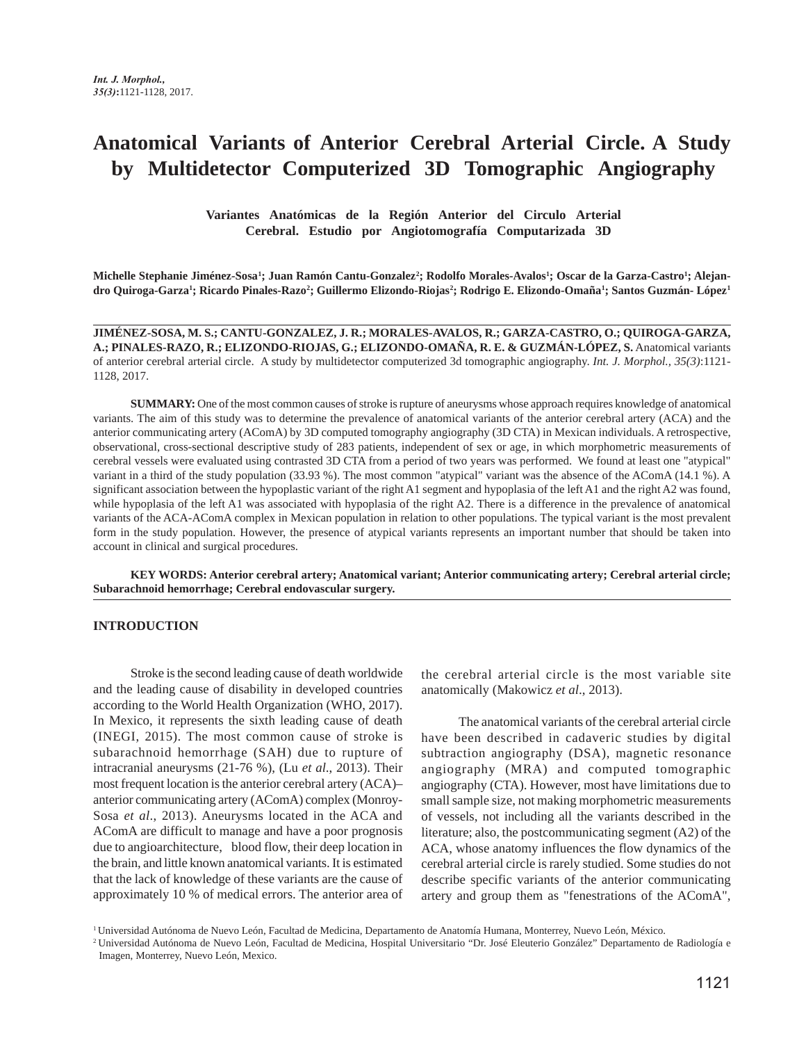# Anatomical Variants of Anterior Cerebral Arterial Circle. A Study by Multidetector Computerized 3D Tomographic Angiography

**Variantes Anatómicas de la Región Anterior del Circulo Arterial Cerebral. Estudio por Angiotomografía Computarizada 3D**

**Michelle Stephanie Jiménez-Sosa[1]; Juan Ramón Cantu-Gonzalez[2]; Rodolfo Morales-Avalos[1]; Oscar de la Garza-Castro[1]; Alejandro Quiroga-Garza[1]; Ricardo Pinales-Razo[2]; Guillermo Elizondo-Riojas[2]; Rodrigo E. Elizondo-Omaña[1]; Santos Guzmán- López[1]**

**JIMÉNEZ-SOSA, M. S.; CANTU-GONZALEZ, J. R.; MORALES-AVALOS, R.; GARZA-CASTRO, O.; QUIROGA-GARZA, A.; PINALES-RAZO, R.; ELIZONDO-RIOJAS, G.; ELIZONDO-OMAÑA, R. E. & GUZMÁN-LÓPEZ, S.** Anatomical variants of anterior cerebral arterial circle. A study by multidetector computerized 3d tomographic angiography. *Int. J. Morphol., 35(3)*:1121-1128, 2017.

**SUMMARY:** One of the most common causes of stroke is rupture of aneurysms whose approach requires knowledge of anatomical variants. The aim of this study was to determine the prevalence of anatomical variants of the anterior cerebral artery (ACA) and the anterior communicating artery (AComA) by 3D computed tomography angiography (3D CTA) in Mexican individuals. A retrospective, observational, cross-sectional descriptive study of 283 patients, independent of sex or age, in which morphometric measurements of cerebral vessels were evaluated using contrasted 3D CTA from a period of two years was performed. We found at least one "atypical" variant in a third of the study population (33.93 %). The most common "atypical" variant was the absence of the AComA (14.1 %). A significant association between the hypoplastic variant of the right A1 segment and hypoplasia of the left A1 and the right A2 was found, while hypoplasia of the left A1 was associated with hypoplasia of the right A2. There is a difference in the prevalence of anatomical variants of the ACA-AComA complex in Mexican population in relation to other populations. The typical variant is the most prevalent form in the study population. However, the presence of atypical variants represents an important number that should be taken into account in clinical and surgical procedures.

**KEY WORDS: Anterior cerebral artery; Anatomical variant; Anterior communicating artery; Cerebral arterial circle; Subarachnoid hemorrhage; Cerebral endovascular surgery.**

## INTRODUCTION

Stroke is the second leading cause of death worldwide and the leading cause of disability in developed countries according to the World Health Organization (WHO, 2017). In Mexico, it represents the sixth leading cause of death (INEGI, 2015). The most common cause of stroke is subarachnoid hemorrhage (SAH) due to rupture of intracranial aneurysms (21-76 %), (Lu *et al*., 2013). Their most frequent location is the anterior cerebral artery (ACA)–anterior communicating artery (AComA) complex (Monroy-Sosa *et al*., 2013). Aneurysms located in the ACA and AComA are difficult to manage and have a poor prognosis due to angioarchitecture, blood flow, their deep location in the brain, and little known anatomical variants. It is estimated that the lack of knowledge of these variants are the cause of approximately 10 % of medical errors. The anterior area of the cerebral arterial circle is the most variable site anatomically (Makowicz *et al*., 2013).

The anatomical variants of the cerebral arterial circle have been described in cadaveric studies by digital subtraction angiography (DSA), magnetic resonance angiography (MRA) and computed tomographic angiography (CTA). However, most have limitations due to small sample size, not making morphometric measurements of vessels, not including all the variants described in the literature; also, the postcommunicating segment (A2) of the ACA, whose anatomy influences the flow dynamics of the cerebral arterial circle is rarely studied. Some studies do not describe specific variants of the anterior communicating artery and group them as "fenestrations of the AComA",

[1] Universidad Autónoma de Nuevo León, Facultad de Medicina, Departamento de Anatomía Humana, Monterrey, Nuevo León, México.
[2] Universidad Autónoma de Nuevo León, Facultad de Medicina, Hospital Universitario "Dr. José Eleuterio González" Departamento de Radiología e Imagen, Monterrey, Nuevo León, Mexico.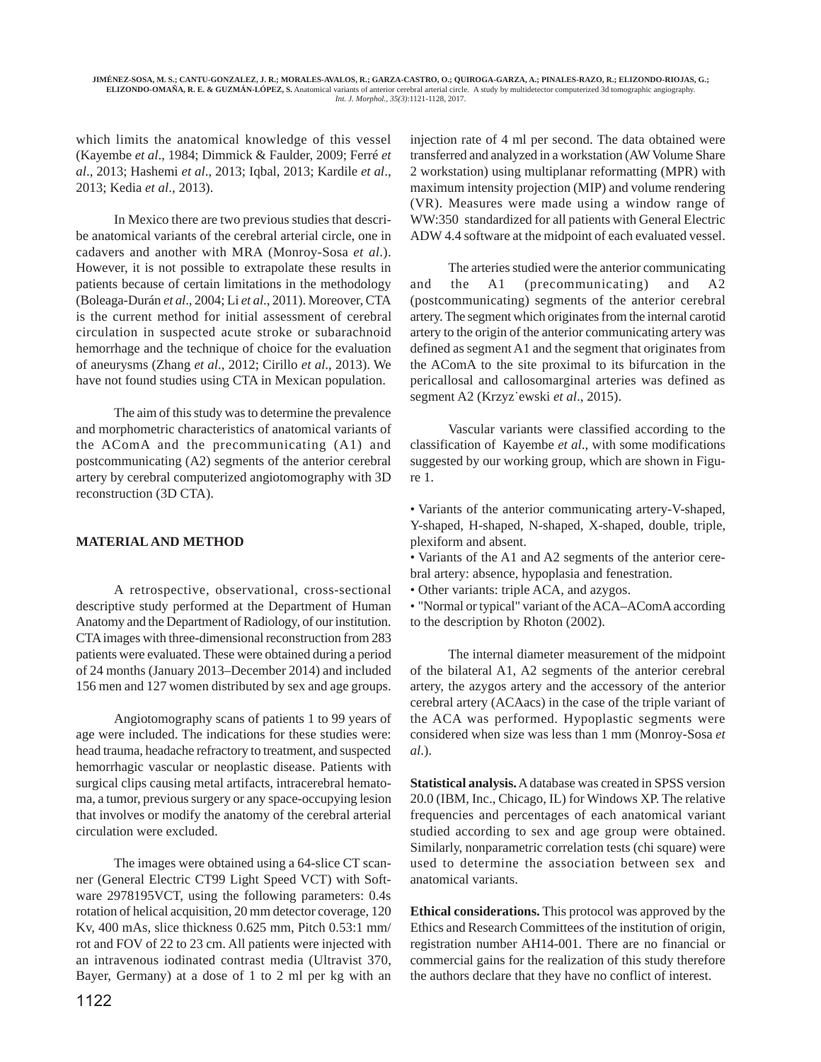which limits the anatomical knowledge of this vessel (Kayembe *et al*., 1984; Dimmick & Faulder, 2009; Ferré *et al*., 2013; Hashemi *et al*., 2013; Iqbal, 2013; Kardile *et al*., 2013; Kedia *et al*., 2013).

In Mexico there are two previous studies that describe anatomical variants of the cerebral arterial circle, one in cadavers and another with MRA (Monroy-Sosa *et al*.). However, it is not possible to extrapolate these results in patients because of certain limitations in the methodology (Boleaga-Durán *et al*., 2004; Li *et al*., 2011). Moreover, CTA is the current method for initial assessment of cerebral circulation in suspected acute stroke or subarachnoid hemorrhage and the technique of choice for the evaluation of aneurysms (Zhang *et al*., 2012; Cirillo *et al*., 2013). We have not found studies using CTA in Mexican population.

The aim of this study was to determine the prevalence and morphometric characteristics of anatomical variants of the AComA and the precommunicating (A1) and postcommunicating (A2) segments of the anterior cerebral artery by cerebral computerized angiotomography with 3D reconstruction (3D CTA).

## MATERIAL AND METHOD

A retrospective, observational, cross-sectional descriptive study performed at the Department of Human Anatomy and the Department of Radiology, of our institution. CTA images with three-dimensional reconstruction from 283 patients were evaluated. These were obtained during a period of 24 months (January 2013–December 2014) and included 156 men and 127 women distributed by sex and age groups.

Angiotomography scans of patients 1 to 99 years of age were included. The indications for these studies were: head trauma, headache refractory to treatment, and suspected hemorrhagic vascular or neoplastic disease. Patients with surgical clips causing metal artifacts, intracerebral hematoma, a tumor, previous surgery or any space-occupying lesion that involves or modify the anatomy of the cerebral arterial circulation were excluded.

The images were obtained using a 64-slice CT scanner (General Electric CT99 Light Speed VCT) with Software 2978195VCT, using the following parameters: 0.4s rotation of helical acquisition, 20 mm detector coverage, 120 Kv, 400 mAs, slice thickness 0.625 mm, Pitch 0.53:1 mm/rot and FOV of 22 to 23 cm. All patients were injected with an intravenous iodinated contrast media (Ultravist 370, Bayer, Germany) at a dose of 1 to 2 ml per kg with an injection rate of 4 ml per second. The data obtained were transferred and analyzed in a workstation (AW Volume Share 2 workstation) using multiplanar reformatting (MPR) with maximum intensity projection (MIP) and volume rendering (VR). Measures were made using a window range of WW:350 standardized for all patients with General Electric ADW 4.4 software at the midpoint of each evaluated vessel.

The arteries studied were the anterior communicating and the A1 (precommunicating) and A2 (postcommunicating) segments of the anterior cerebral artery. The segment which originates from the internal carotid artery to the origin of the anterior communicating artery was defined as segment A1 and the segment that originates from the AComA to the site proximal to its bifurcation in the pericallosal and callosomarginal arteries was defined as segment A2 (Krzyżewski *et al*., 2015).

Vascular variants were classified according to the classification of Kayembe *et al*., with some modifications suggested by our working group, which are shown in Figure 1.

- Variants of the anterior communicating artery-V-shaped, Y-shaped, H-shaped, N-shaped, X-shaped, double, triple, plexiform and absent.
- Variants of the A1 and A2 segments of the anterior cerebral artery: absence, hypoplasia and fenestration.
- Other variants: triple ACA, and azygos.
- "Normal or typical" variant of the ACA–AComA according to the description by Rhoton (2002).

The internal diameter measurement of the midpoint of the bilateral A1, A2 segments of the anterior cerebral artery, the azygos artery and the accessory of the anterior cerebral artery (ACAacs) in the case of the triple variant of the ACA was performed. Hypoplastic segments were considered when size was less than 1 mm (Monroy-Sosa *et al*.).

**Statistical analysis.** A database was created in SPSS version 20.0 (IBM, Inc., Chicago, IL) for Windows XP. The relative frequencies and percentages of each anatomical variant studied according to sex and age group were obtained. Similarly, nonparametric correlation tests (chi square) were used to determine the association between sex and anatomical variants.

**Ethical considerations.** This protocol was approved by the Ethics and Research Committees of the institution of origin, registration number AH14-001. There are no financial or commercial gains for the realization of this study therefore the authors declare that they have no conflict of interest.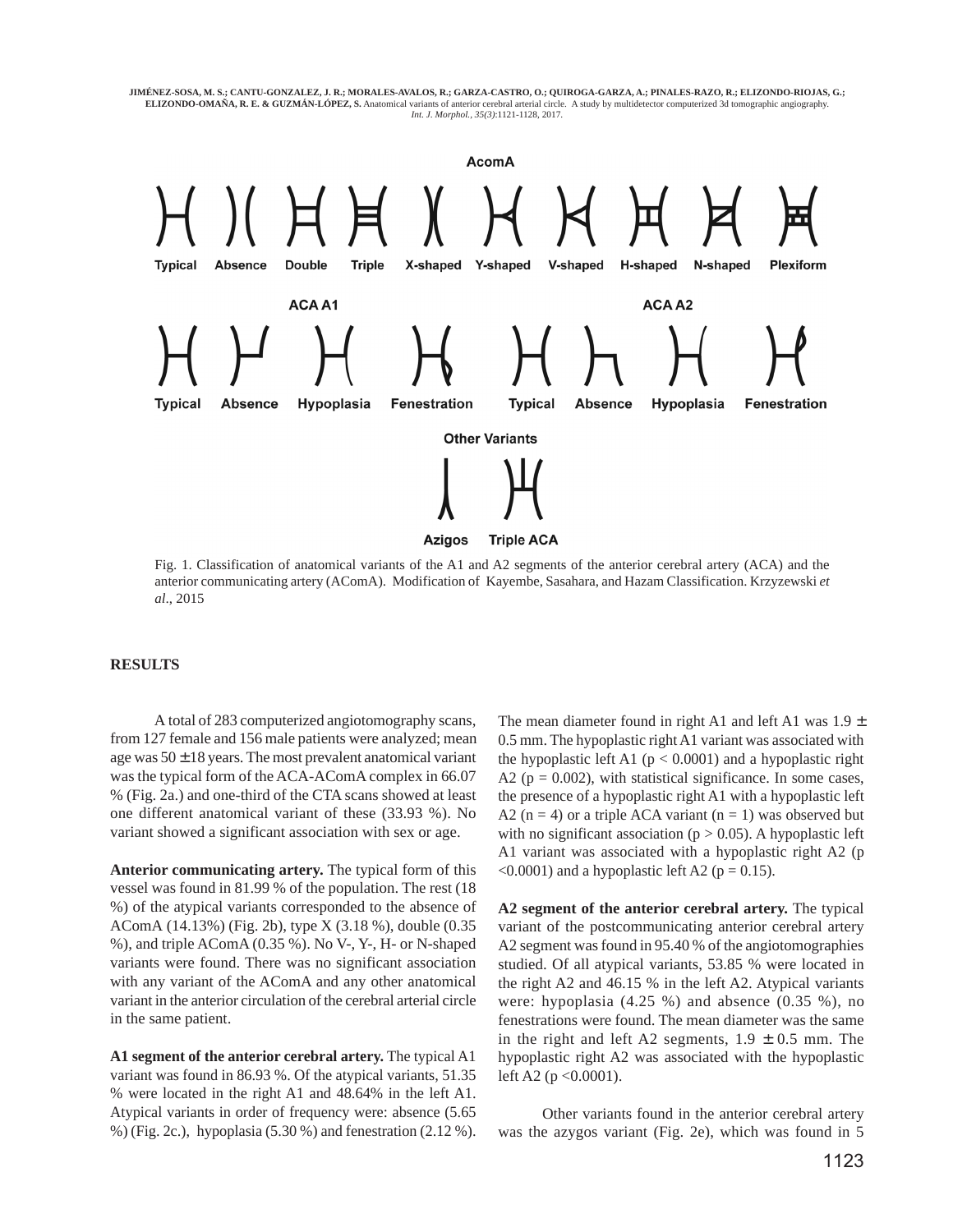AcomA

Typical Absence Double Triple X-shaped Y-shaped V-shaped H-shaped N-shaped Plexiform

ACA A1

Typical Absence Hypoplasia Fenestration

ACA A2

Typical Absence Hypoplasia Fenestration

Other Variants

Azigos Triple ACA

Fig. 1. Classification of anatomical variants of the A1 and A2 segments of the anterior cerebral artery (ACA) and the anterior communicating artery (AComA). Modification of Kayembe, Sasahara, and Hazam Classification. Krzyzewski *et al*., 2015

## RESULTS

A total of 283 computerized angiotomography scans, from 127 female and 156 male patients were analyzed; mean age was 50 ± 18 years. The most prevalent anatomical variant was the typical form of the ACA-AComA complex in 66.07 % (Fig. 2a.) and one-third of the CTA scans showed at least one different anatomical variant of these (33.93 %). No variant showed a significant association with sex or age.

**Anterior communicating artery.** The typical form of this vessel was found in 81.99 % of the population. The rest (18 %) of the atypical variants corresponded to the absence of AComA (14.13%) (Fig. 2b), type X (3.18 %), double (0.35 %), and triple AComA (0.35 %). No V-, Y-, H- or N-shaped variants were found. There was no significant association with any variant of the AComA and any other anatomical variant in the anterior circulation of the cerebral arterial circle in the same patient.

**A1 segment of the anterior cerebral artery.** The typical A1 variant was found in 86.93 %. Of the atypical variants, 51.35 % were located in the right A1 and 48.64% in the left A1. Atypical variants in order of frequency were: absence (5.65 %) (Fig. 2c.), hypoplasia (5.30 %) and fenestration (2.12 %). The mean diameter found in right A1 and left A1 was 1.9 ± 0.5 mm. The hypoplastic right A1 variant was associated with the hypoplastic left A1 ($p < 0.0001$) and a hypoplastic right A2 ($p = 0.002$), with statistical significance. In some cases, the presence of a hypoplastic right A1 with a hypoplastic left A2 ($n = 4$) or a triple ACA variant ($n = 1$) was observed but with no significant association ($p > 0.05$). A hypoplastic left A1 variant was associated with a hypoplastic right A2 ($p < 0.0001$) and a hypoplastic left A2 ($p = 0.15$).

**A2 segment of the anterior cerebral artery.** The typical variant of the postcommunicating anterior cerebral artery A2 segment was found in 95.40 % of the angiotomographies studied. Of all atypical variants, 53.85 % were located in the right A2 and 46.15 % in the left A2. Atypical variants were: hypoplasia (4.25 %) and absence (0.35 %), no fenestrations were found. The mean diameter was the same in the right and left A2 segments, 1.9 ± 0.5 mm. The hypoplastic right A2 was associated with the hypoplastic left A2 ($p < 0.0001$).

Other variants found in the anterior cerebral artery was the azygos variant (Fig. 2e), which was found in 5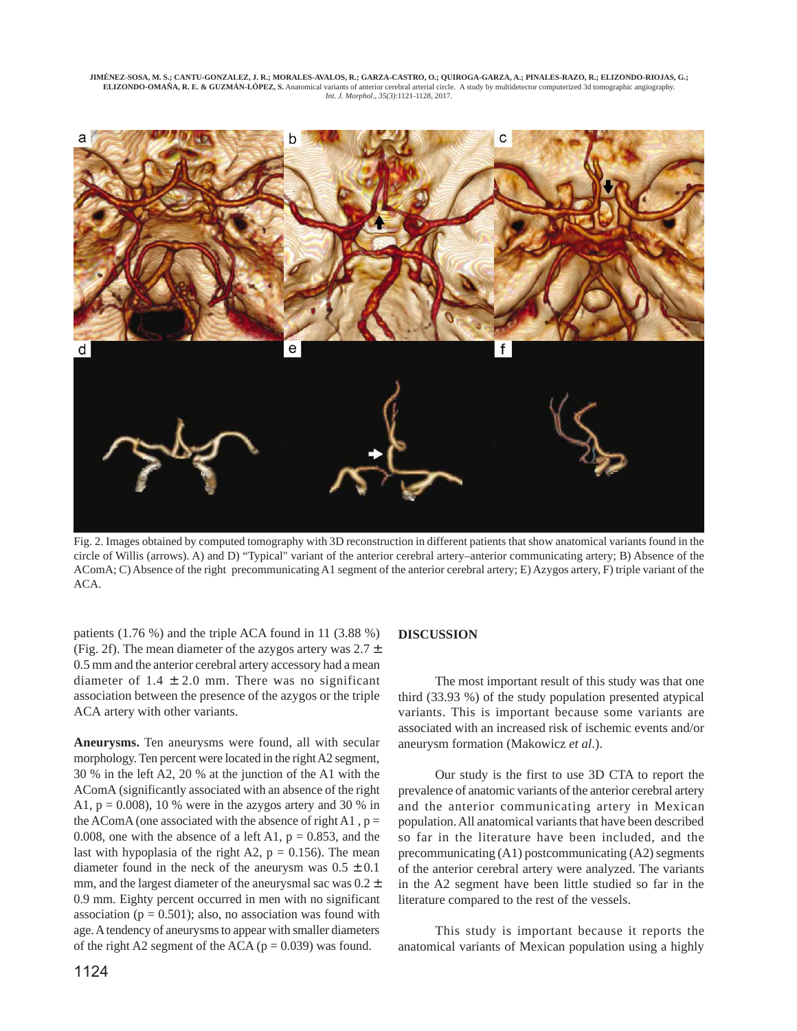Fig. 2. Images obtained by computed tomography with 3D reconstruction in different patients that show anatomical variants found in the circle of Willis (arrows). A) and D) "Typical" variant of the anterior cerebral artery–anterior communicating artery; B) Absence of the AComA; C) Absence of the right precommunicating A1 segment of the anterior cerebral artery; E) Azygos artery, F) triple variant of the ACA.

patients (1.76 %) and the triple ACA found in 11 (3.88 %) (Fig. 2f). The mean diameter of the azygos artery was 2.7 ± 0.5 mm and the anterior cerebral artery accessory had a mean diameter of 1.4 ± 2.0 mm. There was no significant association between the presence of the azygos or the triple ACA artery with other variants.

**Aneurysms.** Ten aneurysms were found, all with secular morphology. Ten percent were located in the right A2 segment, 30 % in the left A2, 20 % at the junction of the A1 with the AComA (significantly associated with an absence of the right A1, p = 0.008), 10 % were in the azygos artery and 30 % in the AComA (one associated with the absence of right A1 , p = 0.008, one with the absence of a left A1, p = 0.853, and the last with hypoplasia of the right A2, p = 0.156). The mean diameter found in the neck of the aneurysm was 0.5 ± 0.1 mm, and the largest diameter of the aneurysmal sac was 0.2 ± 0.9 mm. Eighty percent occurred in men with no significant association (p = 0.501); also, no association was found with age. A tendency of aneurysms to appear with smaller diameters of the right A2 segment of the ACA (p = 0.039) was found.

## DISCUSSION

The most important result of this study was that one third (33.93 %) of the study population presented atypical variants. This is important because some variants are associated with an increased risk of ischemic events and/or aneurysm formation (Makowicz *et al*.).

Our study is the first to use 3D CTA to report the prevalence of anatomic variants of the anterior cerebral artery and the anterior communicating artery in Mexican population. All anatomical variants that have been described so far in the literature have been included, and the precommunicating (A1) postcommunicating (A2) segments of the anterior cerebral artery were analyzed. The variants in the A2 segment have been little studied so far in the literature compared to the rest of the vessels.

This study is important because it reports the anatomical variants of Mexican population using a highly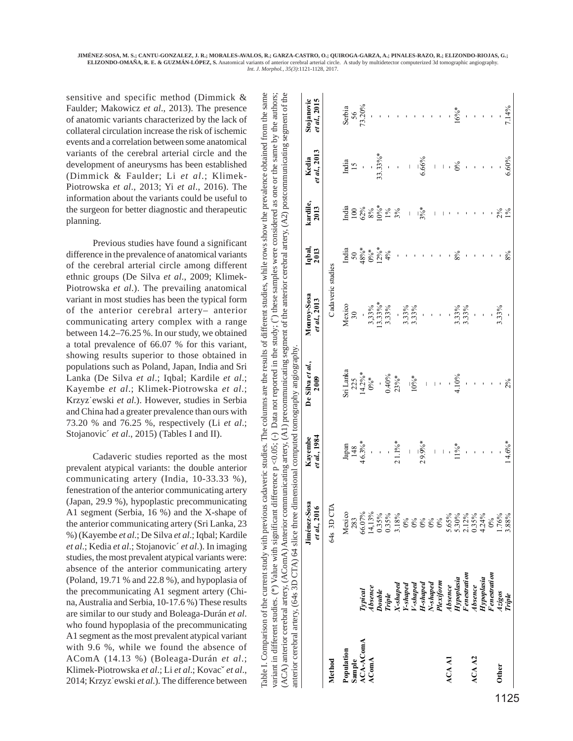sensitive and specific method (Dimmick & Faulder; Makowicz *et al*., 2013). The presence of anatomic variants characterized by the lack of collateral circulation increase the risk of ischemic events and a correlation between some anatomical variants of the cerebral arterial circle and the development of aneurysms has been established (Dimmick & Faulder; Li *et al*.; Klimek-Piotrowska *et al*., 2013; Yi *et al*., 2016). The information about the variants could be useful to the surgeon for better diagnostic and therapeutic planning.

Previous studies have found a significant difference in the prevalence of anatomical variants of the cerebral arterial circle among different ethnic groups (De Silva *et al*., 2009; Klimek-Piotrowska *et al*.). The prevailing anatomical variant in most studies has been the typical form of the anterior cerebral artery– anterior communicating artery complex with a range between 14.2–76.25 %. In our study, we obtained a total prevalence of 66.07 % for this variant, showing results superior to those obtained in populations such as Poland, Japan, India and Sri Lanka (De Silva *et al*.; Iqbal; Kardile *et al*.; Kayembe *et al*.; Klimek-Piotrowska *et al*.; Krzyz˙ewski *et al*.). However, studies in Serbia and China had a greater prevalence than ours with 73.20 % and 76.25 %, respectively (Li *et al*.; Stojanovic´ *et al*., 2015) (Tables I and II).

Cadaveric studies reported as the most prevalent atypical variants: the double anterior communicating artery (India, 10-33.33 %), fenestration of the anterior communicating artery (Japan, 29.9 %), hypoplastic precommunicating A1 segment (Serbia, 16 %) and the X-shape of the anterior communicating artery (Sri Lanka, 23 %) (Kayembe *et al*.; De Silva *et al*.; Iqbal; Kardile *et al*.; Kedia *et al*.; Stojanovic´ *et al*.). In imaging studies, the most prevalent atypical variants were: absence of the anterior communicating artery (Poland, 19.71 % and 22.8 %), and hypoplasia of the precommunicating A1 segment artery (China, Australia and Serbia, 10-17.6 %) These results are similar to our study and Boleaga-Durán *et al*. who found hypoplasia of the precommunicating A1 segment as the most prevalent atypical variant with 9.6 %, while we found the absence of AComA (14.13 %) (Boleaga-Durán *et al*.; Klimek-Piotrowska *et al*.; Li *et al*.; Kovacˇ *et al*., 2014; Krzyz˙ewski *et al*.). The difference between

Table I. Comparison of the current study with previous cadaveric studies. The columns are the results of different studies, while rows show the prevalence obtained from the same variant in different studies. (*) Value with significant difference p <0.05; (-) Data not reported in the study; (¯) these samples were considered as one or the same by the authors; (ACA) anterior cerebral artery, (AComA) Anterior communicating artery, (A1) precommunicating segment of the anterior cerebral artery, (A2) postcommunicating segment of the anterior cerebral artery, (64s 3D CTA) 64 slice three dimensional computed tomography angiography.

| | | Jiménez-Sosa *et al*., 2016 | Kayembe *et al*., 1984 | De Silva *et al*., 2009 | Monroy-Sosa *et al*., 2013 | Iqbal, 2013 | kardile, 2013 | Kedia *et al*., 2013 | Stojanovic *et al*., 2015 |
|---|---|---|---|---|---|---|---|---|---|
| **Method** | | 64s 3D CTA | Cadaveric studies | | | | | | |
| **Population** | | Mexico | Japan | Sri Lanka | Mexico | India | India | India | Serbia |
| **Sample** | | 283 | 148 | 225 | 30 | 50 | 100 | 15 | 56 |
| **ACA-AComA** | *Typical* | 66.07% | 46.3%* | 14.2%* | - | 48%* | 62% | - | 73.20% |
| **AComA** | *Absence* | 14.13% | - | 0%* | 3.33% | 0%* | 8% | - | - |
| | *Double* | 0.35% | - | - | 13.33%* | 12%* | 10%* | 33.33%* | - |
| | *Triple* | 0.35% | - | 0.40% | 3.33% | 4% | 1% | - | - |
| | *X-shaped* | 3.18% | 21.1%* | 23%* | - | - | 3% | - | - |
| | *Y-shaped* | 0% | - | - | 3.33% | - | - | - | - |
| | *V-shaped* | 0% | ¯ | 10%* | 3.33% | - | ¯ | ¯ | - |
| | *H-shaped* | 0% | 29.9%* | ¯ | - | - | 3%* | 6.66% | - |
| | *N-shaped* | 0% | ¯ | ¯ | - | - | ¯ | ¯ | - |
| | *Plexiform* | 0% | ¯ | ¯ | - | - | ¯ | ¯ | - |
| **ACA A1** | *Absence* | 5.65% | - | - | - | - | - | - | - |
| | *Hypoplasia* | 5.30% | 11%* | 4.10% | 3.33% | 8% | - | 0% | 16%* |
| | *Fenestration* | 2.12% | - | - | 3.33% | - | - | - | - |
| **ACA A2** | *Absence* | 0.35% | - | - | - | - | - | - | - |
| | *Hypoplasia* | 4.24% | - | - | - | - | - | - | - |
| | *Fenestration* | 0% | - | - | - | - | - | - | - |
| **Other** | *Azigos* | 1.76% | - | - | 3.33% | - | 2% | - | - |
| | *Triple* | 3.88% | 14.6%* | 2% | - | 8% | 1% | 6.60% | 7.14% |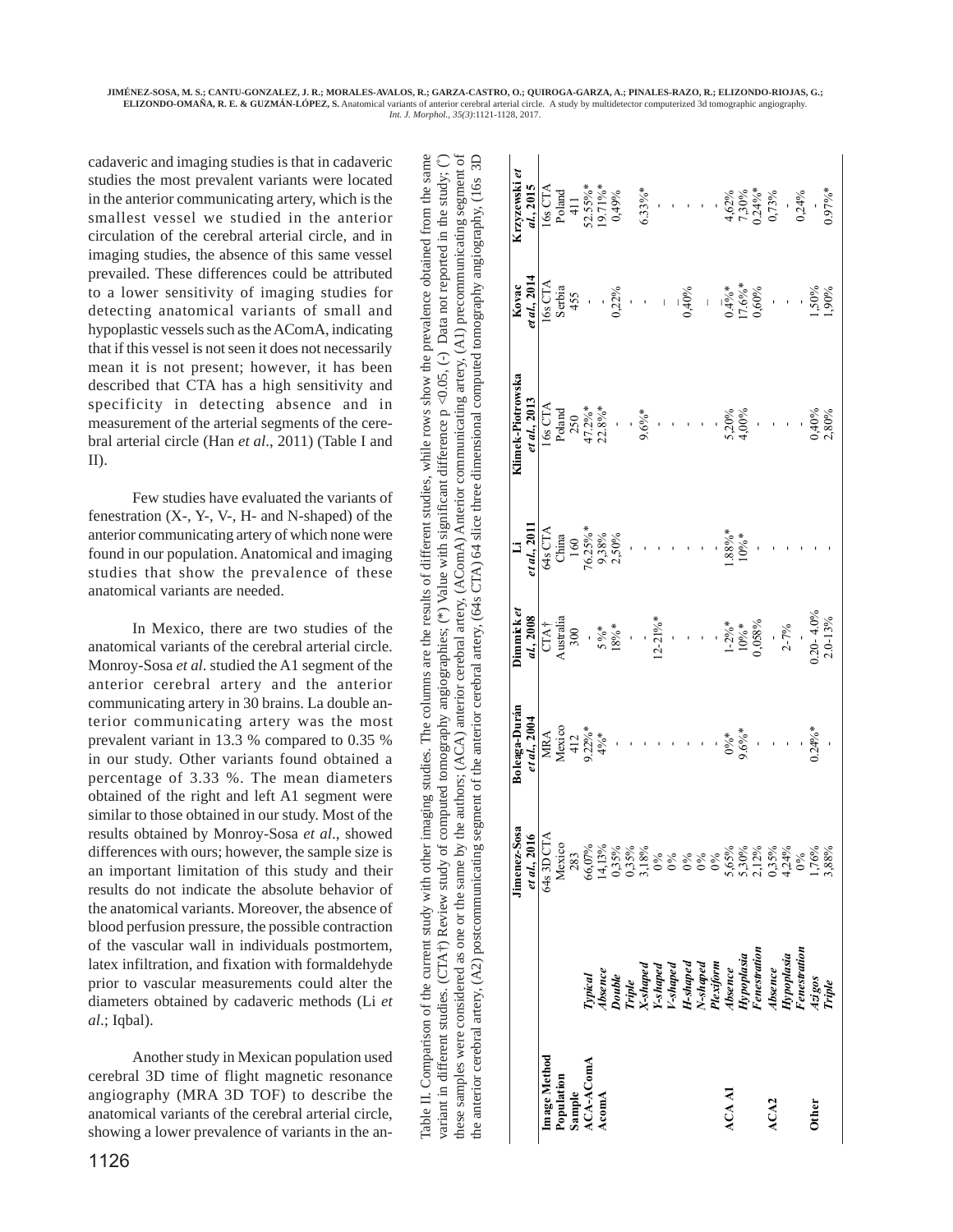cadaveric and imaging studies is that in cadaveric studies the most prevalent variants were located in the anterior communicating artery, which is the smallest vessel we studied in the anterior circulation of the cerebral arterial circle, and in imaging studies, the absence of this same vessel prevailed. These differences could be attributed to a lower sensitivity of imaging studies for detecting anatomical variants of small and hypoplastic vessels such as the AComA, indicating that if this vessel is not seen it does not necessarily mean it is not present; however, it has been described that CTA has a high sensitivity and specificity in detecting absence and in measurement of the arterial segments of the cerebral arterial circle (Han *et al*., 2011) (Table I and II).

Few studies have evaluated the variants of fenestration (X-, Y-, V-, H- and N-shaped) of the anterior communicating artery of which none were found in our population. Anatomical and imaging studies that show the prevalence of these anatomical variants are needed.

In Mexico, there are two studies of the anatomical variants of the cerebral arterial circle. Monroy-Sosa *et al*. studied the A1 segment of the anterior cerebral artery and the anterior communicating artery in 30 brains. La double anterior communicating artery was the most prevalent variant in 13.3 % compared to 0.35 % in our study. Other variants found obtained a percentage of 3.33 %. The mean diameters obtained of the right and left A1 segment were similar to those obtained in our study. Most of the results obtained by Monroy-Sosa *et al*., showed differences with ours; however, the sample size is an important limitation of this study and their results do not indicate the absolute behavior of the anatomical variants. Moreover, the absence of blood perfusion pressure, the possible contraction of the vascular wall in individuals postmortem, latex infiltration, and fixation with formaldehyde prior to vascular measurements could alter the diameters obtained by cadaveric methods (Li *et al*.; Iqbal).

Another study in Mexican population used cerebral 3D time of flight magnetic resonance angiography (MRA 3D TOF) to describe the anatomical variants of the cerebral arterial circle, showing a lower prevalence of variants in the an-

Table II. Comparison of the current study with other imaging studies. The columns are the results of different studies, while rows show the prevalence obtained from the same variant in different studies. (CTA†) Review study of computed tomography angiographies; (*) Value with significant difference p <0.05, (-) Data not reported in the study; (¨) these samples were considered as one or the same by the authors; (ACA) anterior cerebral artery, (AComA) Anterior communicating artery, (A1) precommunicating segment of the anterior cerebral artery, (A2) postcommunicating segment of the anterior cerebral artery, (64s CTA) 64 slice three dimensional computed tomography angiography, (16s 3D

| | | Jimenez-Sosa *et al*., 2016 | Boleaga-Durán *et al*., 2004 | Dimmick *et al*., 2008 | Li *et al*., 2011 | Klimek-Piotrowska *et al*., 2013 | Kovac *et al*., 2014 | Krzyzewski *et al*., 2015 |
|---|---|---|---|---|---|---|---|---|
| Image Method | | 64s 3D CTA | MRA | CTA† | 64s CTA | 16s CTA | 16s CTA | 16s CTA |
| Population | | Mexico | Mexico | Australia | China | Poland | Serbia | Poland |
| Sample | | 283 | 412 | 300 | 160 | 250 | 455 | 411 |
| ACA-AComA | *Typical* | 66,07% | 9.22%* | - | 76.25%* | 47.2%* | - | 52.55%* |
| AcomA | *Absence* | 14,13% | 4%* | 5%* | 9,38% | 22.8%* | - | 19.71%* |
| | *Double* | 0,35% | - | 18%* | 2,50% | - | 0,22% | 0,49% |
| | *Triple* | 0,35% | - | - | - | - | - | - |
| | *X-shaped* | 3,18% | - | - | - | 9.6%* | - | 6.33%* |
| | *Y-shaped* | 0% | - | 12-21%* | - | - | - | - |
| | *V-shaped* | 0% | - | - | - | - | - | - |
| | *H-shaped* | 0% | - | - | - | - | 0,40% | - |
| | *N-shaped* | 0% | - | - | - | - | - | - |
| | *Plexiform* | 0% | - | - | - | - | - | - |
| ACA A1 | *Absence* | 5,65% | 0%* | 1-2%* | 1.88%* | 5,20% | 0.4%* | 4,62% |
| | *Hypoplasia* | 5,30% | 9.6%* | 10%* | 10%* | 4,00% | 17.6%* | 7,30% |
| | *Fenestration* | 2,12% | - | 0,058% | - | - | 0,60% | 0.24%* |
| ACA2 | *Absence* | 0,35% | - | - | - | - | - | 0,73% |
| | *Hypoplasia* | 4,24% | - | 2-7% | - | - | - | - |
| | *Fenestration* | 0% | - | - | - | - | - | 0,24% |
| Other | *Azigos* | 1,76% | 0.24%* | 0.20- 4.0% | - | 0,40% | 1,50% | - |
| | *Triple* | 3,88% | - | 2.0-13% | - | 2,80% | 1,90% | 0.97%* |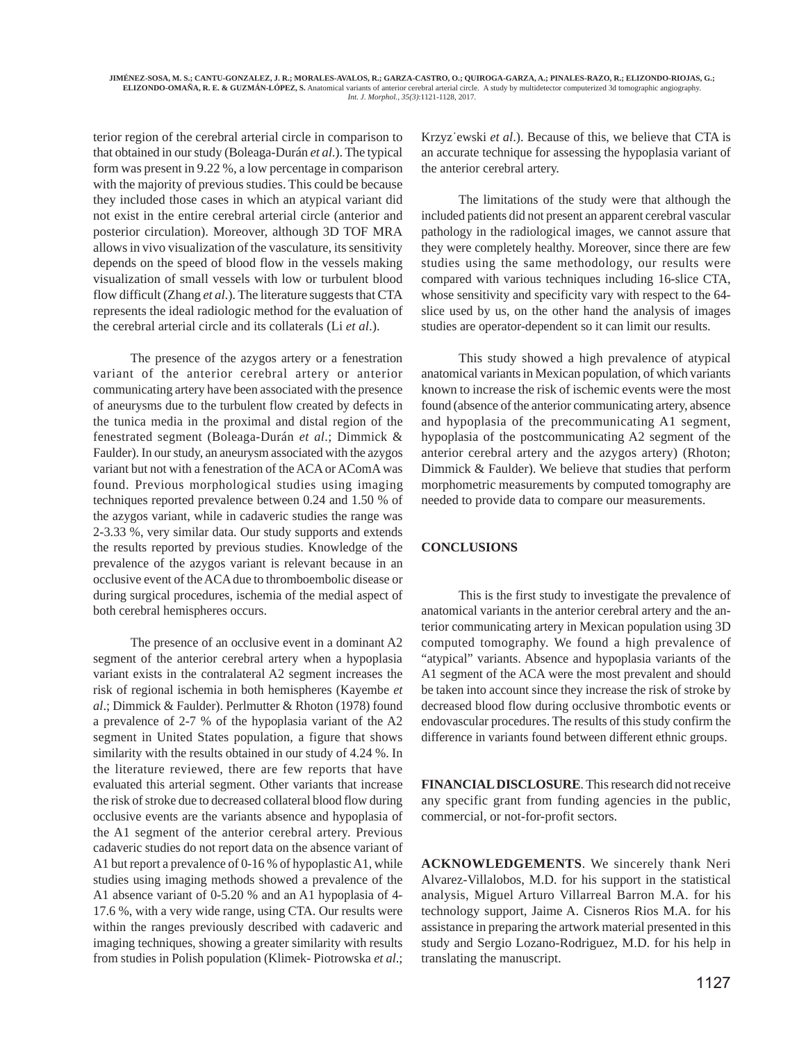terior region of the cerebral arterial circle in comparison to that obtained in our study (Boleaga-Durán *et al*.). The typical form was present in 9.22 %, a low percentage in comparison with the majority of previous studies. This could be because they included those cases in which an atypical variant did not exist in the entire cerebral arterial circle (anterior and posterior circulation). Moreover, although 3D TOF MRA allows in vivo visualization of the vasculature, its sensitivity depends on the speed of blood flow in the vessels making visualization of small vessels with low or turbulent blood flow difficult (Zhang *et al*.). The literature suggests that CTA represents the ideal radiologic method for the evaluation of the cerebral arterial circle and its collaterals (Li *et al*.).

The presence of the azygos artery or a fenestration variant of the anterior cerebral artery or anterior communicating artery have been associated with the presence of aneurysms due to the turbulent flow created by defects in the tunica media in the proximal and distal region of the fenestrated segment (Boleaga-Durán *et al*.; Dimmick & Faulder). In our study, an aneurysm associated with the azygos variant but not with a fenestration of the ACA or AComA was found. Previous morphological studies using imaging techniques reported prevalence between 0.24 and 1.50 % of the azygos variant, while in cadaveric studies the range was 2-3.33 %, very similar data. Our study supports and extends the results reported by previous studies. Knowledge of the prevalence of the azygos variant is relevant because in an occlusive event of the ACA due to thromboembolic disease or during surgical procedures, ischemia of the medial aspect of both cerebral hemispheres occurs.

The presence of an occlusive event in a dominant A2 segment of the anterior cerebral artery when a hypoplasia variant exists in the contralateral A2 segment increases the risk of regional ischemia in both hemispheres (Kayembe *et al*.; Dimmick & Faulder). Perlmutter & Rhoton (1978) found a prevalence of 2-7 % of the hypoplasia variant of the A2 segment in United States population, a figure that shows similarity with the results obtained in our study of 4.24 %. In the literature reviewed, there are few reports that have evaluated this arterial segment. Other variants that increase the risk of stroke due to decreased collateral blood flow during occlusive events are the variants absence and hypoplasia of the A1 segment of the anterior cerebral artery. Previous cadaveric studies do not report data on the absence variant of A1 but report a prevalence of 0-16 % of hypoplastic A1, while studies using imaging methods showed a prevalence of the A1 absence variant of 0-5.20 % and an A1 hypoplasia of 4-17.6 %, with a very wide range, using CTA. Our results were within the ranges previously described with cadaveric and imaging techniques, showing a greater similarity with results from studies in Polish population (Klimek- Piotrowska *et al*.; Krzyżewski *et al*.). Because of this, we believe that CTA is an accurate technique for assessing the hypoplasia variant of the anterior cerebral artery.

The limitations of the study were that although the included patients did not present an apparent cerebral vascular pathology in the radiological images, we cannot assure that they were completely healthy. Moreover, since there are few studies using the same methodology, our results were compared with various techniques including 16-slice CTA, whose sensitivity and specificity vary with respect to the 64-slice used by us, on the other hand the analysis of images studies are operator-dependent so it can limit our results.

This study showed a high prevalence of atypical anatomical variants in Mexican population, of which variants known to increase the risk of ischemic events were the most found (absence of the anterior communicating artery, absence and hypoplasia of the precommunicating A1 segment, hypoplasia of the postcommunicating A2 segment of the anterior cerebral artery and the azygos artery) (Rhoton; Dimmick & Faulder). We believe that studies that perform morphometric measurements by computed tomography are needed to provide data to compare our measurements.

## CONCLUSIONS

This is the first study to investigate the prevalence of anatomical variants in the anterior cerebral artery and the anterior communicating artery in Mexican population using 3D computed tomography. We found a high prevalence of "atypical" variants. Absence and hypoplasia variants of the A1 segment of the ACA were the most prevalent and should be taken into account since they increase the risk of stroke by decreased blood flow during occlusive thrombotic events or endovascular procedures. The results of this study confirm the difference in variants found between different ethnic groups.

**FINANCIAL DISCLOSURE**. This research did not receive any specific grant from funding agencies in the public, commercial, or not-for-profit sectors.

**ACKNOWLEDGEMENTS**. We sincerely thank Neri Alvarez-Villalobos, M.D. for his support in the statistical analysis, Miguel Arturo Villarreal Barron M.A. for his technology support, Jaime A. Cisneros Rios M.A. for his assistance in preparing the artwork material presented in this study and Sergio Lozano-Rodriguez, M.D. for his help in translating the manuscript.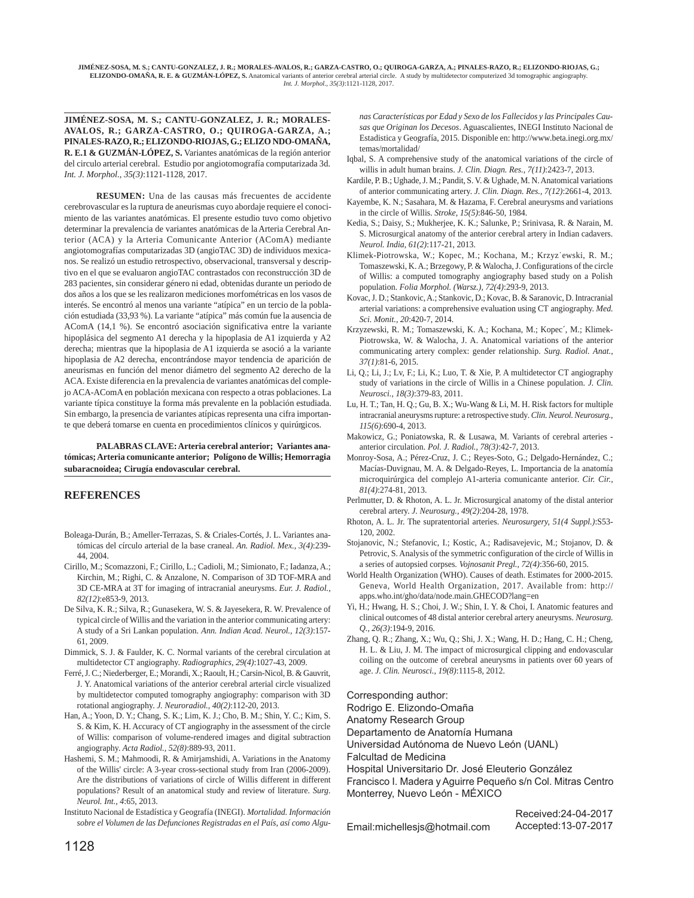**JIMÉNEZ-SOSA, M. S.; CANTU-GONZALEZ, J. R.; MORALES-AVALOS, R.; GARZA-CASTRO, O.; QUIROGA-GARZA, A.; PINALES-RAZO, R.; ELIZONDO-RIOJAS, G.; ELIZO NDO-OMAÑA, R. E.1 & GUZMÁN-LÓPEZ, S.** Variantes anatómicas de la región anterior del circulo arterial cerebral. Estudio por angiotomografía computarizada 3d. *Int. J. Morphol., 35(3)*:1121-1128, 2017.

**RESUMEN:** Una de las causas más frecuentes de accidente cerebrovascular es la ruptura de aneurismas cuyo abordaje requiere el conocimiento de las variantes anatómicas. El presente estudio tuvo como objetivo determinar la prevalencia de variantes anatómicas de la Arteria Cerebral Anterior (ACA) y la Arteria Comunicante Anterior (AComA) mediante angiotomografías computarizadas 3D (angioTAC 3D) de individuos mexicanos. Se realizó un estudio retrospectivo, observacional, transversal y descriptivo en el que se evaluaron angioTAC contrastados con reconstrucción 3D de 283 pacientes, sin considerar género ni edad, obtenidas durante un periodo de dos años a los que se les realizaron mediciones morfométricas en los vasos de interés. Se encontró al menos una variante "atípica" en un tercio de la población estudiada (33,93 %). La variante "atípica" más común fue la ausencia de AComA (14,1 %). Se encontró asociación significativa entre la variante hipoplásica del segmento A1 derecha y la hipoplasia de A1 izquierda y A2 derecha; mientras que la hipoplasia de A1 izquierda se asoció a la variante hipoplasia de A2 derecha, encontrándose mayor tendencia de aparición de aneurismas en función del menor diámetro del segmento A2 derecho de la ACA. Existe diferencia en la prevalencia de variantes anatómicas del complejo ACA-AComA en población mexicana con respecto a otras poblaciones. La variante típica constituye la forma más prevalente en la población estudiada. Sin embargo, la presencia de variantes atípicas representa una cifra importante que deberá tomarse en cuenta en procedimientos clínicos y quirúrgicos.

**PALABRAS CLAVE: Arteria cerebral anterior; Variantes anatómicas; Arteria comunicante anterior; Polígono de Willis; Hemorragia subaracnoidea; Cirugía endovascular cerebral.**

## REFERENCES

Boleaga-Durán, B.; Ameller-Terrazas, S. & Criales-Cortés, J. L. Variantes anatómicas del círculo arterial de la base craneal. *An. Radiol. Mex., 3(4)*:239-44, 2004.

Cirillo, M.; Scomazzoni, F.; Cirillo, L.; Cadioli, M.; Simionato, F.; Iadanza, A.; Kirchin, M.; Righi, C. & Anzalone, N. Comparison of 3D TOF-MRA and 3D CE-MRA at 3T for imaging of intracranial aneurysms. *Eur. J. Radiol., 82(12)*:e853-9, 2013.

De Silva, K. R.; Silva, R.; Gunasekera, W. S. & Jayesekera, R. W. Prevalence of typical circle of Willis and the variation in the anterior communicating artery: A study of a Sri Lankan population. *Ann. Indian Acad. Neurol., 12(3)*:157-61, 2009.

Dimmick, S. J. & Faulder, K. C. Normal variants of the cerebral circulation at multidetector CT angiography. *Radiographics, 29(4)*:1027-43, 2009.

Ferré, J. C.; Niederberger, E.; Morandi, X.; Raoult, H.; Carsin-Nicol, B. & Gauvrit, J. Y. Anatomical variations of the anterior cerebral arterial circle visualized by multidetector computed tomography angiography: comparison with 3D rotational angiography. *J. Neuroradiol., 40(2)*:112-20, 2013.

Han, A.; Yoon, D. Y.; Chang, S. K.; Lim, K. J.; Cho, B. M.; Shin, Y. C.; Kim, S. S. & Kim, K. H. Accuracy of CT angiography in the assessment of the circle of Willis: comparison of volume-rendered images and digital subtraction angiography. *Acta Radiol., 52(8)*:889-93, 2011.

Hashemi, S. M.; Mahmoodi, R. & Amirjamshidi, A. Variations in the Anatomy of the Willis' circle: A 3-year cross-sectional study from Iran (2006-2009). Are the distributions of variations of circle of Willis different in different populations? Result of an anatomical study and review of literature. *Surg. Neurol. Int., 4*:65, 2013.

Instituto Nacional de Estadística y Geografía (INEGI). *Mortalidad. Información sobre el Volumen de las Defunciones Registradas en el País, así como Algunas Características por Edad y Sexo de los Fallecidos y las Principales Causas que Originan los Decesos*. Aguascalientes, INEGI Instituto Nacional de Estadistica y Geografía, 2015. Disponible en: http://www.beta.inegi.org.mx/temas/mortalidad/

Iqbal, S. A comprehensive study of the anatomical variations of the circle of willis in adult human brains. *J. Clin. Diagn. Res., 7(11)*:2423-7, 2013.

Kardile, P. B.; Ughade, J. M.; Pandit, S. V. & Ughade, M. N. Anatomical variations of anterior communicating artery. *J. Clin. Diagn. Res., 7(12)*:2661-4, 2013.

Kayembe, K. N.; Sasahara, M. & Hazama, F. Cerebral aneurysms and variations in the circle of Willis. *Stroke, 15(5)*:846-50, 1984.

Kedia, S.; Daisy, S.; Mukherjee, K. K.; Salunke, P.; Srinivasa, R. & Narain, M. S. Microsurgical anatomy of the anterior cerebral artery in Indian cadavers. *Neurol. India, 61(2)*:117-21, 2013.

Klimek-Piotrowska, W.; Kopec, M.; Kochana, M.; Krzyz˙ewski, R. M.; Tomaszewski, K. A.; Brzegowy, P. & Walocha, J. Configurations of the circle of Willis: a computed tomography angiography based study on a Polish population. *Folia Morphol. (Warsz.), 72(4)*:293-9, 2013.

Kovac, J. D.; Stankovic, A.; Stankovic, D.; Kovac, B. & Saranovic, D. Intracranial arterial variations: a comprehensive evaluation using CT angiography. *Med. Sci. Monit., 20*:420-7, 2014.

Krzyzewski, R. M.; Tomaszewski, K. A.; Kochana, M.; Kopec´, M.; Klimek-Piotrowska, W. & Walocha, J. A. Anatomical variations of the anterior communicating artery complex: gender relationship. *Surg. Radiol. Anat., 37(1)*:81-6, 2015.

Li, Q.; Li, J.; Lv, F.; Li, K.; Luo, T. & Xie, P. A multidetector CT angiography study of variations in the circle of Willis in a Chinese population. *J. Clin. Neurosci., 18(3)*:379-83, 2011.

Lu, H. T.; Tan, H. Q.; Gu, B. X.; Wu-Wang & Li, M. H. Risk factors for multiple intracranial aneurysms rupture: a retrospective study. *Clin. Neurol. Neurosurg., 115(6)*:690-4, 2013.

Makowicz, G.; Poniatowska, R. & Lusawa, M. Variants of cerebral arteries - anterior circulation. *Pol. J. Radiol., 78(3)*:42-7, 2013.

Monroy-Sosa, A.; Pérez-Cruz, J. C.; Reyes-Soto, G.; Delgado-Hernández, C.; Macías-Duvignau, M. A. & Delgado-Reyes, L. Importancia de la anatomía microquirúrgica del complejo A1-arteria comunicante anterior. *Cir. Cir., 81(4)*:274-81, 2013.

Perlmutter, D. & Rhoton, A. L. Jr. Microsurgical anatomy of the distal anterior cerebral artery. *J. Neurosurg., 49(2)*:204-28, 1978.

Rhoton, A. L. Jr. The supratentorial arteries. *Neurosurgery, 51(4 Suppl.)*:S53-120, 2002.

Stojanovic, N.; Stefanovic, I.; Kostic, A.; Radisavejevic, M.; Stojanov, D. & Petrovic, S. Analysis of the symmetric configuration of the circle of Willis in a series of autopsied corpses. *Vojnosanit Pregl., 72(4)*:356-60, 2015.

World Health Organization (WHO). Causes of death. Estimates for 2000-2015. Geneva, World Health Organization, 2017. Available from: http://apps.who.int/gho/data/node.main.GHECOD?lang=en

Yi, H.; Hwang, H. S.; Choi, J. W.; Shin, I. Y. & Choi, I. Anatomic features and clinical outcomes of 48 distal anterior cerebral artery aneurysms. *Neurosurg. Q., 26(3)*:194-9, 2016.

Zhang, Q. R.; Zhang, X.; Wu, Q.; Shi, J. X.; Wang, H. D.; Hang, C. H.; Cheng, H. L. & Liu, J. M. The impact of microsurgical clipping and endovascular coiling on the outcome of cerebral aneurysms in patients over 60 years of age. *J. Clin. Neurosci., 19(8)*:1115-8, 2012.

Corresponding author:
Rodrigo E. Elizondo-Omaña
Anatomy Research Group
Departamento de Anatomía Humana
Universidad Autónoma de Nuevo León (UANL)
Falcultad de Medicina
Hospital Universitario Dr. José Eleuterio González
Francisco I. Madera y Aguirre Pequeño s/n Col. Mitras Centro
Monterrey, Nuevo León - MÉXICO

Email:michellesjs@hotmail.com

Received:24-04-2017
Accepted:13-07-2017